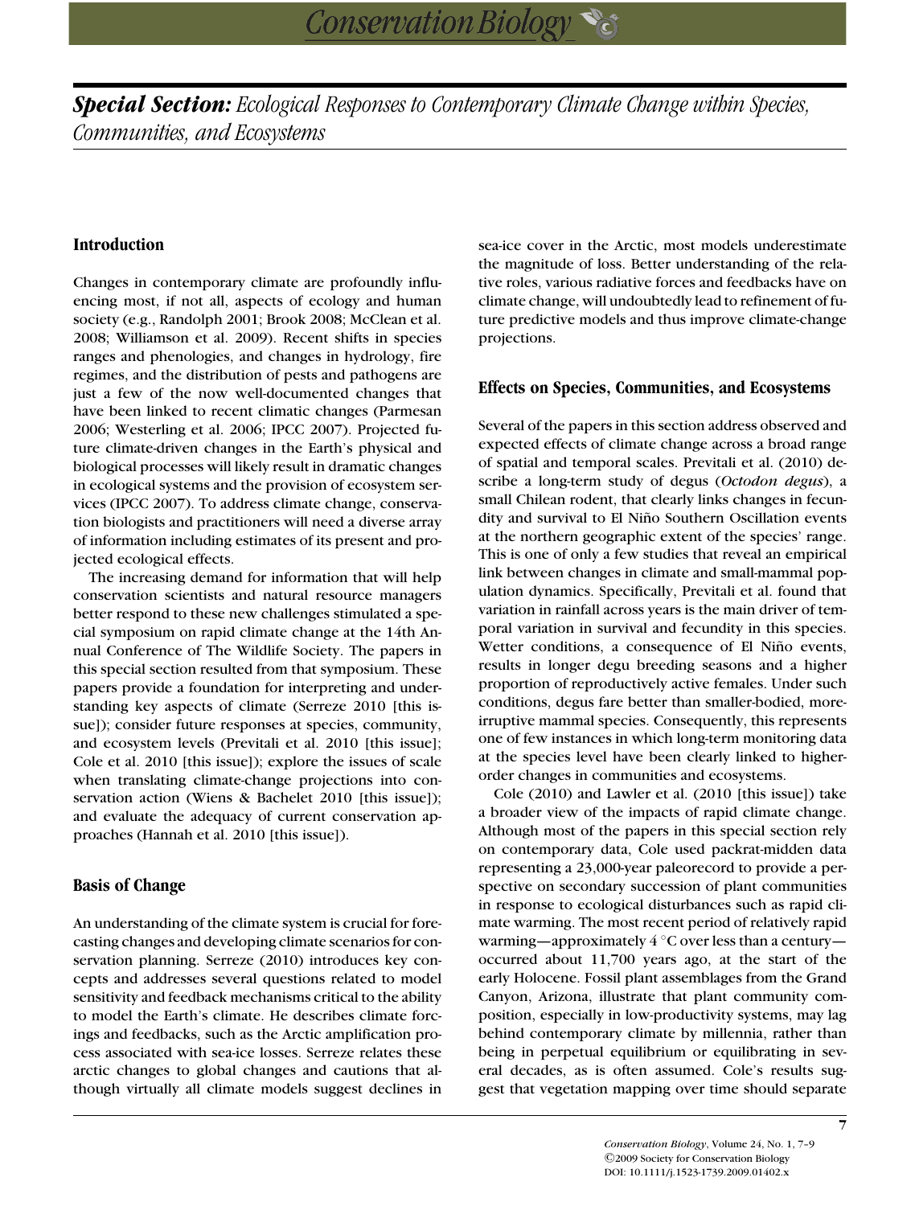## *Special Section:* Ecological Responses to Contemporary Climate Change within Species, Communities, and Ecosystems

### Introduction

Changes in contemporary climate are profoundly influencing most, if not all, aspects of ecology and human society (e.g., Randolph 2001; Brook 2008; McClean et al. 2008; Williamson et al. 2009). Recent shifts in species ranges and phenologies, and changes in hydrology, fire regimes, and the distribution of pests and pathogens are just a few of the now well-documented changes that have been linked to recent climatic changes (Parmesan 2006; Westerling et al. 2006; IPCC 2007). Projected future climate-driven changes in the Earth's physical and biological processes will likely result in dramatic changes in ecological systems and the provision of ecosystem services (IPCC 2007). To address climate change, conservation biologists and practitioners will need a diverse array of information including estimates of its present and projected ecological effects.

The increasing demand for information that will help conservation scientists and natural resource managers better respond to these new challenges stimulated a special symposium on rapid climate change at the 14th Annual Conference of The Wildlife Society. The papers in this special section resulted from that symposium. These papers provide a foundation for interpreting and understanding key aspects of climate (Serreze 2010 [this issue]); consider future responses at species, community, and ecosystem levels (Previtali et al. 2010 [this issue]; Cole et al. 2010 [this issue]); explore the issues of scale when translating climate-change projections into conservation action (Wiens & Bachelet 2010 [this issue]); and evaluate the adequacy of current conservation approaches (Hannah et al. 2010 [this issue]).

### Basis of Change

An understanding of the climate system is crucial for forecasting changes and developing climate scenarios for conservation planning. Serreze (2010) introduces key concepts and addresses several questions related to model sensitivity and feedback mechanisms critical to the ability to model the Earth's climate. He describes climate forcings and feedbacks, such as the Arctic amplification process associated with sea-ice losses. Serreze relates these arctic changes to global changes and cautions that although virtually all climate models suggest declines in sea-ice cover in the Arctic, most models underestimate the magnitude of loss. Better understanding of the relative roles, various radiative forces and feedbacks have on climate change, will undoubtedly lead to refinement of future predictive models and thus improve climate-change projections.

### Effects on Species, Communities, and Ecosystems

Several of the papers in this section address observed and expected effects of climate change across a broad range of spatial and temporal scales. Previtali et al. (2010) describe a long-term study of degus (*Octodon degus*), a small Chilean rodent, that clearly links changes in fecundity and survival to El Niño Southern Oscillation events at the northern geographic extent of the species' range. This is one of only a few studies that reveal an empirical link between changes in climate and small-mammal population dynamics. Specifically, Previtali et al. found that variation in rainfall across years is the main driver of temporal variation in survival and fecundity in this species. Wetter conditions, a consequence of El Niño events, results in longer degu breeding seasons and a higher proportion of reproductively active females. Under such conditions, degus fare better than smaller-bodied, more-irruptive mammal species. Consequently, this represents one of few instances in which long-term monitoring data at the species level have been clearly linked to higher-order changes in communities and ecosystems.

Cole (2010) and Lawler et al. (2010 [this issue]) take a broader view of the impacts of rapid climate change. Although most of the papers in this special section rely on contemporary data, Cole used packrat-midden data representing a 23,000-year paleorecord to provide a perspective on secondary succession of plant communities in response to ecological disturbances such as rapid climate warming. The most recent period of relatively rapid warming—approximately 4 °C over less than a century—occurred about 11,700 years ago, at the start of the early Holocene. Fossil plant assemblages from the Grand Canyon, Arizona, illustrate that plant community composition, especially in low-productivity systems, may lag behind contemporary climate by millennia, rather than being in perpetual equilibrium or equilibrating in several decades, as is often assumed. Cole's results suggest that vegetation mapping over time should separate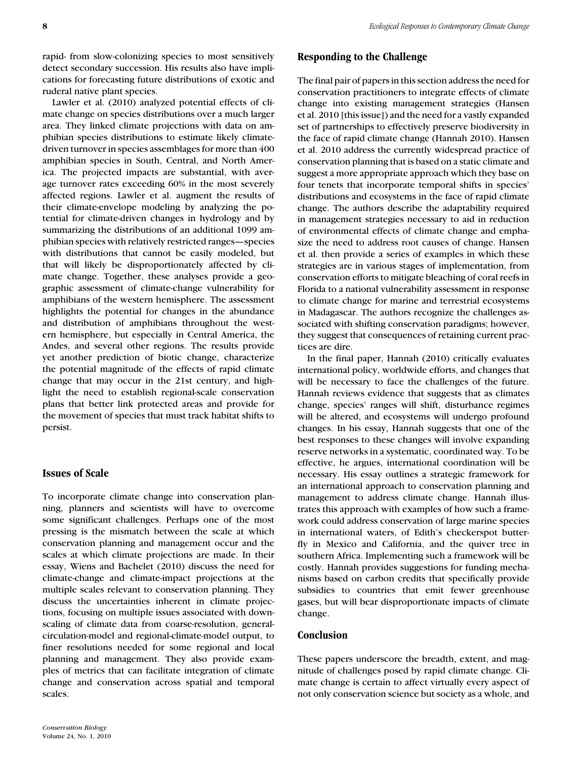rapid- from slow-colonizing species to most sensitively detect secondary succession. His results also have implications for forecasting future distributions of exotic and ruderal native plant species.

Lawler et al. (2010) analyzed potential effects of climate change on species distributions over a much larger area. They linked climate projections with data on amphibian species distributions to estimate likely climate-driven turnover in species assemblages for more than 400 amphibian species in South, Central, and North America. The projected impacts are substantial, with average turnover rates exceeding 60% in the most severely affected regions. Lawler et al. augment the results of their climate-envelope modeling by analyzing the potential for climate-driven changes in hydrology and by summarizing the distributions of an additional 1099 amphibian species with relatively restricted ranges—species with distributions that cannot be easily modeled, but that will likely be disproportionately affected by climate change. Together, these analyses provide a geographic assessment of climate-change vulnerability for amphibians of the western hemisphere. The assessment highlights the potential for changes in the abundance and distribution of amphibians throughout the western hemisphere, but especially in Central America, the Andes, and several other regions. The results provide yet another prediction of biotic change, characterize the potential magnitude of the effects of rapid climate change that may occur in the 21st century, and highlight the need to establish regional-scale conservation plans that better link protected areas and provide for the movement of species that must track habitat shifts to persist.

## Issues of Scale

To incorporate climate change into conservation planning, planners and scientists will have to overcome some significant challenges. Perhaps one of the most pressing is the mismatch between the scale at which conservation planning and management occur and the scales at which climate projections are made. In their essay, Wiens and Bachelet (2010) discuss the need for climate-change and climate-impact projections at the multiple scales relevant to conservation planning. They discuss the uncertainties inherent in climate projections, focusing on multiple issues associated with downscaling of climate data from coarse-resolution, general-circulation-model and regional-climate-model output, to finer resolutions needed for some regional and local planning and management. They also provide examples of metrics that can facilitate integration of climate change and conservation across spatial and temporal scales.

## Responding to the Challenge

The final pair of papers in this section address the need for conservation practitioners to integrate effects of climate change into existing management strategies (Hansen et al. 2010 [this issue]) and the need for a vastly expanded set of partnerships to effectively preserve biodiversity in the face of rapid climate change (Hannah 2010). Hansen et al. 2010 address the currently widespread practice of conservation planning that is based on a static climate and suggest a more appropriate approach which they base on four tenets that incorporate temporal shifts in species' distributions and ecosystems in the face of rapid climate change. The authors describe the adaptability required in management strategies necessary to aid in reduction of environmental effects of climate change and emphasize the need to address root causes of change. Hansen et al. then provide a series of examples in which these strategies are in various stages of implementation, from conservation efforts to mitigate bleaching of coral reefs in Florida to a national vulnerability assessment in response to climate change for marine and terrestrial ecosystems in Madagascar. The authors recognize the challenges associated with shifting conservation paradigms; however, they suggest that consequences of retaining current practices are dire.

In the final paper, Hannah (2010) critically evaluates international policy, worldwide efforts, and changes that will be necessary to face the challenges of the future. Hannah reviews evidence that suggests that as climates change, species' ranges will shift, disturbance regimes will be altered, and ecosystems will undergo profound changes. In his essay, Hannah suggests that one of the best responses to these changes will involve expanding reserve networks in a systematic, coordinated way. To be effective, he argues, international coordination will be necessary. His essay outlines a strategic framework for an international approach to conservation planning and management to address climate change. Hannah illustrates this approach with examples of how such a framework could address conservation of large marine species in international waters, of Edith's checkerspot butterfly in Mexico and California, and the quiver tree in southern Africa. Implementing such a framework will be costly. Hannah provides suggestions for funding mechanisms based on carbon credits that specifically provide subsidies to countries that emit fewer greenhouse gases, but will bear disproportionate impacts of climate change.

## Conclusion

These papers underscore the breadth, extent, and magnitude of challenges posed by rapid climate change. Climate change is certain to affect virtually every aspect of not only conservation science but society as a whole, and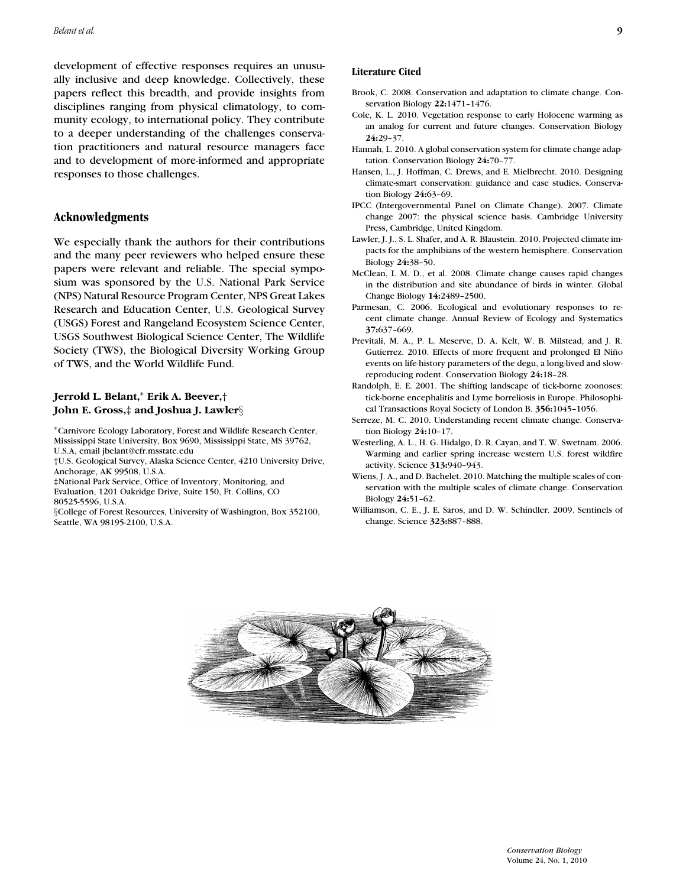development of effective responses requires an unusually inclusive and deep knowledge. Collectively, these papers reflect this breadth, and provide insights from disciplines ranging from physical climatology, to community ecology, to international policy. They contribute to a deeper understanding of the challenges conservation practitioners and natural resource managers face and to development of more-informed and appropriate responses to those challenges.

## Acknowledgments

We especially thank the authors for their contributions and the many peer reviewers who helped ensure these papers were relevant and reliable. The special symposium was sponsored by the U.S. National Park Service (NPS) Natural Resource Program Center, NPS Great Lakes Research and Education Center, U.S. Geological Survey (USGS) Forest and Rangeland Ecosystem Science Center, USGS Southwest Biological Science Center, The Wildlife Society (TWS), the Biological Diversity Working Group of TWS, and the World Wildlife Fund.

**Jerrold L. Belant,\* Erik A. Beever,† John E. Gross,‡ and Joshua J. Lawler§**

\*Carnivore Ecology Laboratory, Forest and Wildlife Research Center, Mississippi State University, Box 9690, Mississippi State, MS 39762, U.S.A, email jbelant@cfr.msstate.edu

†U.S. Geological Survey, Alaska Science Center, 4210 University Drive, Anchorage, AK 99508, U.S.A.

‡National Park Service, Office of Inventory, Monitoring, and Evaluation, 1201 Oakridge Drive, Suite 150, Ft. Collins, CO 80525-5596, U.S.A.

§College of Forest Resources, University of Washington, Box 352100, Seattle, WA 98195-2100, U.S.A.

## Literature Cited

Brook, C. 2008. Conservation and adaptation to climate change. Conservation Biology **22:**1471–1476.

Cole, K. L. 2010. Vegetation response to early Holocene warming as an analog for current and future changes. Conservation Biology **24:**29–37.

Hannah, L. 2010. A global conservation system for climate change adaptation. Conservation Biology **24:**70–77.

Hansen, L., J. Hoffman, C. Drews, and E. Mielbrecht. 2010. Designing climate-smart conservation: guidance and case studies. Conservation Biology **24:**63–69.

IPCC (Intergovernmental Panel on Climate Change). 2007. Climate change 2007: the physical science basis. Cambridge University Press, Cambridge, United Kingdom.

Lawler, J. J., S. L. Shafer, and A. R. Blaustein. 2010. Projected climate impacts for the amphibians of the western hemisphere. Conservation Biology **24:**38–50.

McClean, I. M. D., et al. 2008. Climate change causes rapid changes in the distribution and site abundance of birds in winter. Global Change Biology **14:**2489–2500.

Parmesan, C. 2006. Ecological and evolutionary responses to recent climate change. Annual Review of Ecology and Systematics **37:**637–669.

Previtali, M. A., P. L. Meserve, D. A. Kelt, W. B. Milstead, and J. R. Gutierrez. 2010. Effects of more frequent and prolonged El Niño events on life-history parameters of the degu, a long-lived and slow-reproducing rodent. Conservation Biology **24:**18–28.

Randolph, E. E. 2001. The shifting landscape of tick-borne zoonoses: tick-borne encephalitis and Lyme borreliosis in Europe. Philosophical Transactions Royal Society of London B. **356:**1045–1056.

Serreze, M. C. 2010. Understanding recent climate change. Conservation Biology **24:**10–17.

Westerling, A. L., H. G. Hidalgo, D. R. Cayan, and T. W. Swetnam. 2006. Warming and earlier spring increase western U.S. forest wildfire activity. Science **313:**940–943.

Wiens, J. A., and D. Bachelet. 2010. Matching the multiple scales of conservation with the multiple scales of climate change. Conservation Biology **24:**51–62.

Williamson, C. E., J. E. Saros, and D. W. Schindler. 2009. Sentinels of change. Science **323:**887–888.